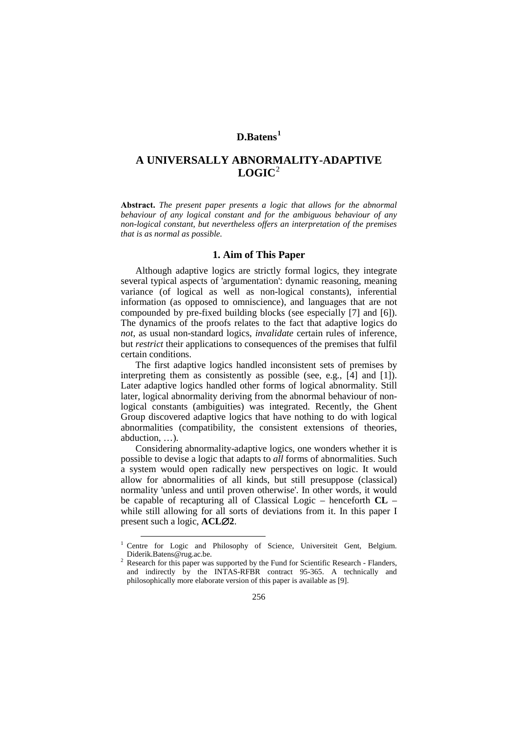**D.Batens**[1]

# A UNIVERSALLY ABNORMALITY-ADAPTIVE LOGIC[2]

**Abstract.** *The present paper presents a logic that allows for the abnormal behaviour of any logical constant and for the ambiguous behaviour of any non-logical constant, but nevertheless offers an interpretation of the premises that is as normal as possible.*

## 1. Aim of This Paper

Although adaptive logics are strictly formal logics, they integrate several typical aspects of 'argumentation': dynamic reasoning, meaning variance (of logical as well as non-logical constants), inferential information (as opposed to omniscience), and languages that are not compounded by pre-fixed building blocks (see especially [7] and [6]). The dynamics of the proofs relates to the fact that adaptive logics do *not*, as usual non-standard logics, *invalidate* certain rules of inference, but *restrict* their applications to consequences of the premises that fulfil certain conditions.

The first adaptive logics handled inconsistent sets of premises by interpreting them as consistently as possible (see, e.g., [4] and [1]). Later adaptive logics handled other forms of logical abnormality. Still later, logical abnormality deriving from the abnormal behaviour of non-logical constants (ambiguities) was integrated. Recently, the Ghent Group discovered adaptive logics that have nothing to do with logical abnormalities (compatibility, the consistent extensions of theories, abduction, …).

Considering abnormality-adaptive logics, one wonders whether it is possible to devise a logic that adapts to *all* forms of abnormalities. Such a system would open radically new perspectives on logic. It would allow for abnormalities of all kinds, but still presuppose (classical) normality 'unless and until proven otherwise'. In other words, it would be capable of recapturing all of Classical Logic – henceforth **CL** – while still allowing for all sorts of deviations from it. In this paper I present such a logic, **ACL∅2**.

---

[1] Centre for Logic and Philosophy of Science, Universiteit Gent, Belgium. Diderik.Batens@rug.ac.be.

[2] Research for this paper was supported by the Fund for Scientific Research - Flanders, and indirectly by the INTAS-RFBR contract 95-365. A technically and philosophically more elaborate version of this paper is available as [9].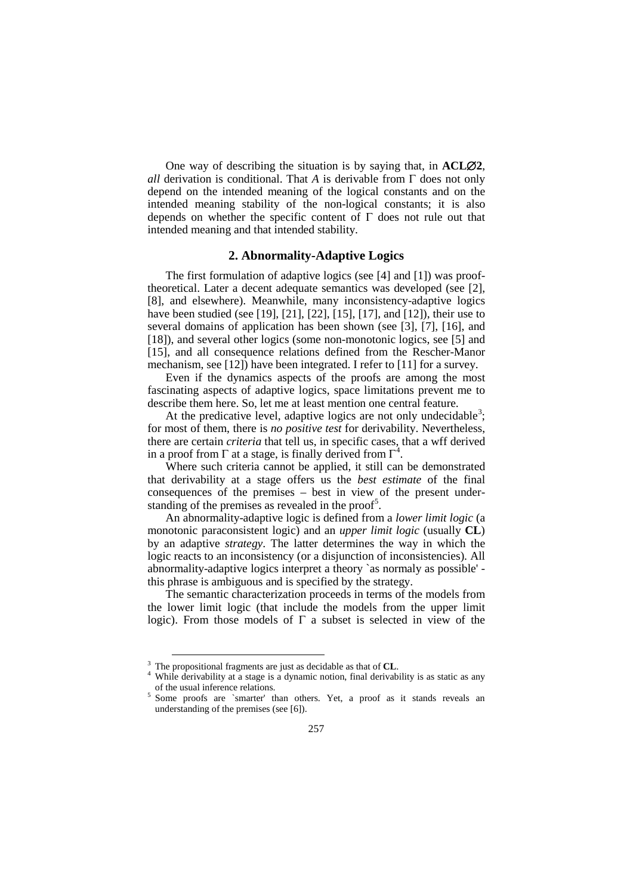One way of describing the situation is by saying that, in **ACL∅2**, *all* derivation is conditional. That *A* is derivable from Γ does not only depend on the intended meaning of the logical constants and on the intended meaning stability of the non-logical constants; it is also depends on whether the specific content of Γ does not rule out that intended meaning and that intended stability.

## 2. Abnormality-Adaptive Logics

The first formulation of adaptive logics (see [4] and [1]) was proof-theoretical. Later a decent adequate semantics was developed (see [2], [8], and elsewhere). Meanwhile, many inconsistency-adaptive logics have been studied (see [19], [21], [22], [15], [17], and [12]), their use to several domains of application has been shown (see [3], [7], [16], and [18]), and several other logics (some non-monotonic logics, see [5] and [15], and all consequence relations defined from the Rescher-Manor mechanism, see [12]) have been integrated. I refer to [11] for a survey.

Even if the dynamics aspects of the proofs are among the most fascinating aspects of adaptive logics, space limitations prevent me to describe them here. So, let me at least mention one central feature.

At the predicative level, adaptive logics are not only undecidable[3]; for most of them, there is *no positive test* for derivability. Nevertheless, there are certain *criteria* that tell us, in specific cases, that a wff derived in a proof from Γ at a stage, is finally derived from Γ[4].

Where such criteria cannot be applied, it still can be demonstrated that derivability at a stage offers us the *best estimate* of the final consequences of the premises – best in view of the present understanding of the premises as revealed in the proof[5].

An abnormality-adaptive logic is defined from a *lower limit logic* (a monotonic paraconsistent logic) and an *upper limit logic* (usually **CL**) by an adaptive *strategy*. The latter determines the way in which the logic reacts to an inconsistency (or a disjunction of inconsistencies). All abnormality-adaptive logics interpret a theory `as normaly as possible' - this phrase is ambiguous and is specified by the strategy.

The semantic characterization proceeds in terms of the models from the lower limit logic (that include the models from the upper limit logic). From those models of Γ a subset is selected in view of the

---

[3] The propositional fragments are just as decidable as that of **CL**.

[4] While derivability at a stage is a dynamic notion, final derivability is as static as any of the usual inference relations.

[5] Some proofs are `smarter' than others. Yet, a proof as it stands reveals an understanding of the premises (see [6]).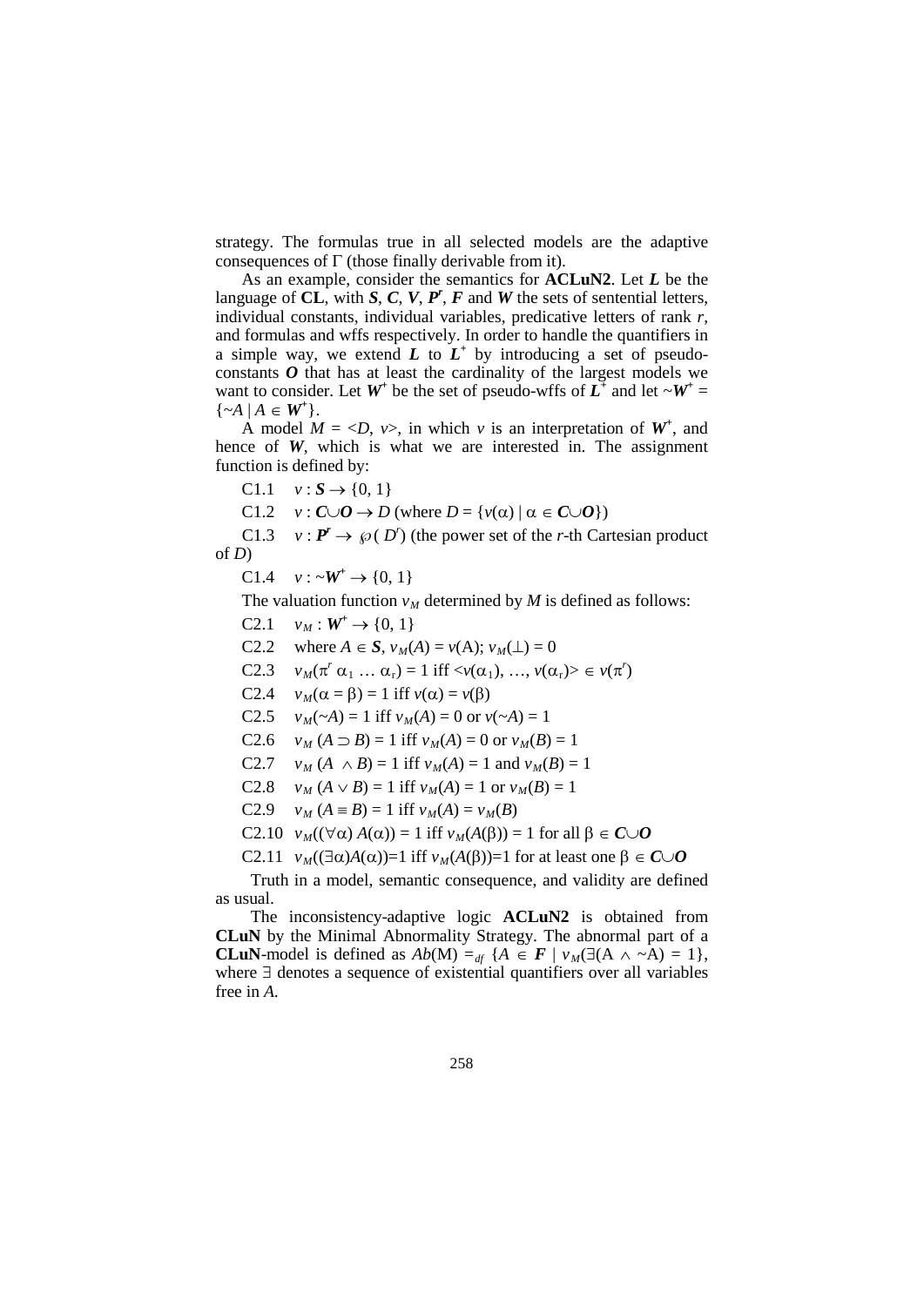strategy. The formulas true in all selected models are the adaptive consequences of $\Gamma$ (those finally derivable from it).

As an example, consider the semantics for **ACLuN2**. Let $\boldsymbol{L}$ be the language of **CL**, with $\boldsymbol{S}$, $\boldsymbol{C}$, $\boldsymbol{V}$, $\boldsymbol{P}^r$, $\boldsymbol{F}$ and $\boldsymbol{W}$ the sets of sentential letters, individual constants, individual variables, predicative letters of rank $r$, and formulas and wffs respectively. In order to handle the quantifiers in a simple way, we extend $\boldsymbol{L}$ to $\boldsymbol{L}^+$ by introducing a set of pseudo-constants $\boldsymbol{O}$ that has at least the cardinality of the largest models we want to consider. Let $\boldsymbol{W}^+$ be the set of pseudo-wffs of $\boldsymbol{L}^+$ and let $\sim\boldsymbol{W}^+ = \{\sim A \mid A \in \boldsymbol{W}^+\}$.

A model $M = \langle D, v\rangle$, in which $v$ is an interpretation of $\boldsymbol{W}^+$, and hence of $\boldsymbol{W}$, which is what we are interested in. The assignment function is defined by:

C1.1 $\quad v : \boldsymbol{S} \rightarrow \{0, 1\}$

C1.2 $\quad v : \boldsymbol{C} \cup \boldsymbol{O} \rightarrow D$ (where $D = \{v(\alpha) \mid \alpha \in \boldsymbol{C} \cup \boldsymbol{O}\}$)

C1.3 $\quad v : \boldsymbol{P}^r \rightarrow \wp(D^r)$ (the power set of the $r$-th Cartesian product of $D$)

C1.4 $\quad v : \sim\boldsymbol{W}^+ \rightarrow \{0, 1\}$

The valuation function $v_M$ determined by $M$ is defined as follows:

C2.1 $\quad v_M : \boldsymbol{W}^+ \rightarrow \{0, 1\}$

C2.2 $\quad$ where $A \in \boldsymbol{S}$, $v_M(A) = v(A)$; $v_M(\perp) = 0$

C2.3 $\quad v_M(\pi^r \alpha_1 \ldots \alpha_r) = 1$ iff $\langle v(\alpha_1), \ldots, v(\alpha_r)\rangle \in v(\pi^r)$

C2.4 $\quad v_M(\alpha = \beta) = 1$ iff $v(\alpha) = v(\beta)$

C2.5 $\quad v_M(\sim A) = 1$ iff $v_M(A) = 0$ or $v(\sim A) = 1$

C2.6 $\quad v_M(A \supset B) = 1$ iff $v_M(A) = 0$ or $v_M(B) = 1$

C2.7 $\quad v_M(A \wedge B) = 1$ iff $v_M(A) = 1$ and $v_M(B) = 1$

C2.8 $\quad v_M(A \vee B) = 1$ iff $v_M(A) = 1$ or $v_M(B) = 1$

C2.9 $\quad v_M(A \equiv B) = 1$ iff $v_M(A) = v_M(B)$

C2.10 $\quad v_M((\forall\alpha) A(\alpha)) = 1$ iff $v_M(A(\beta)) = 1$ for all $\beta \in \boldsymbol{C} \cup \boldsymbol{O}$

C2.11 $\quad v_M((\exists\alpha)A(\alpha))=1$ iff $v_M(A(\beta))=1$ for at least one $\beta \in \boldsymbol{C} \cup \boldsymbol{O}$

Truth in a model, semantic consequence, and validity are defined as usual.

The inconsistency-adaptive logic **ACLuN2** is obtained from **CLuN** by the Minimal Abnormality Strategy. The abnormal part of a **CLuN**-model is defined as $Ab(M) =_{df} \{A \in \boldsymbol{F} \mid v_M(\exists(A \wedge \sim A) = 1\}$, where $\exists$ denotes a sequence of existential quantifiers over all variables free in $A$.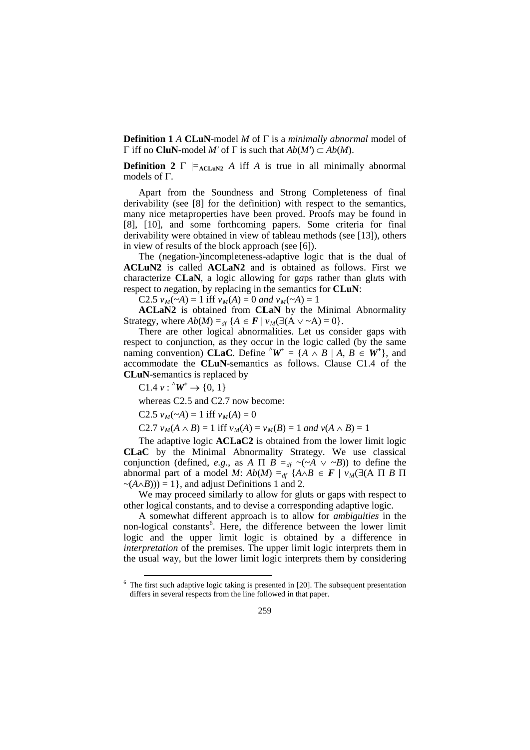**Definition 1** *A* **CLuN**-model *M* of Γ is a *minimally abnormal* model of Γ iff no **CluN**-model *M'* of Γ is such that $Ab(M') \subset Ab(M)$.

**Definition 2** $\Gamma \models_{\mathbf{ACLuN2}} A$ iff *A* is true in all minimally abnormal models of Γ.

Apart from the Soundness and Strong Completeness of final derivability (see [8] for the definition) with respect to the semantics, many nice metaproperties have been proved. Proofs may be found in [8], [10], and some forthcoming papers. Some criteria for final derivability were obtained in view of tableau methods (see [13]), others in view of results of the block approach (see [6]).

The (negation-)incompleteness-adaptive logic that is the dual of **ACLuN2** is called **ACLaN2** and is obtained as follows. First we characterize **CLaN**, a logic allowing for g*a*ps rather than gl*u*ts with respect to *n*egation, by replacing in the semantics for **CLuN**:

C2.5 $v_M(\sim A) = 1$ iff $v_M(A) = 0$ *and* $v_M(\sim A) = 1$

**ACLaN2** is obtained from **CLaN** by the Minimal Abnormality Strategy, where $Ab(M) =_{df} \{A \in \boldsymbol{F} \mid v_M(\exists(A \vee \sim A) = 0\}$.

There are other logical abnormalities. Let us consider gaps with respect to conjunction, as they occur in the logic called (by the same naming convention) **CLaC**. Define $^{\wedge}\boldsymbol{W}^{+} = \{A \wedge B \mid A, B \in \boldsymbol{W}^{+}\}$, and accommodate the **CLuN**-semantics as follows. Clause C1.4 of the **CLuN**-semantics is replaced by

C1.4 $v : {}^{\wedge}\boldsymbol{W}^{+} \rightarrow \{0, 1\}$

whereas C2.5 and C2.7 now become:

C2.5 $v_M(\sim A) = 1$ iff $v_M(A) = 0$

C2.7 $v_M(A \wedge B) = 1$ iff $v_M(A) = v_M(B) = 1$ *and* $v(A \wedge B) = 1$

The adaptive logic **ACLaC2** is obtained from the lower limit logic **CLaC** by the Minimal Abnormality Strategy. We use classical conjunction (defined, *e.g.*, as $A \sqcap B =_{df} \sim(\sim A \vee \sim B)$) to define the abnormal part of a model *M*: $Ab(M) =_{df} \{A \wedge B \in \boldsymbol{F} \mid v_M(\exists(A \sqcap B \sqcap \sim(A \wedge B))) = 1\}$, and adjust Definitions 1 and 2.

We may proceed similarly to allow for gluts or gaps with respect to other logical constants, and to devise a corresponding adaptive logic.

A somewhat different approach is to allow for *ambiguities* in the non-logical constants[6]. Here, the difference between the lower limit logic and the upper limit logic is obtained by a difference in *interpretation* of the premises. The upper limit logic interprets them in the usual way, but the lower limit logic interprets them by considering

[6] The first such adaptive logic taking is presented in [20]. The subsequent presentation differs in several respects from the line followed in that paper.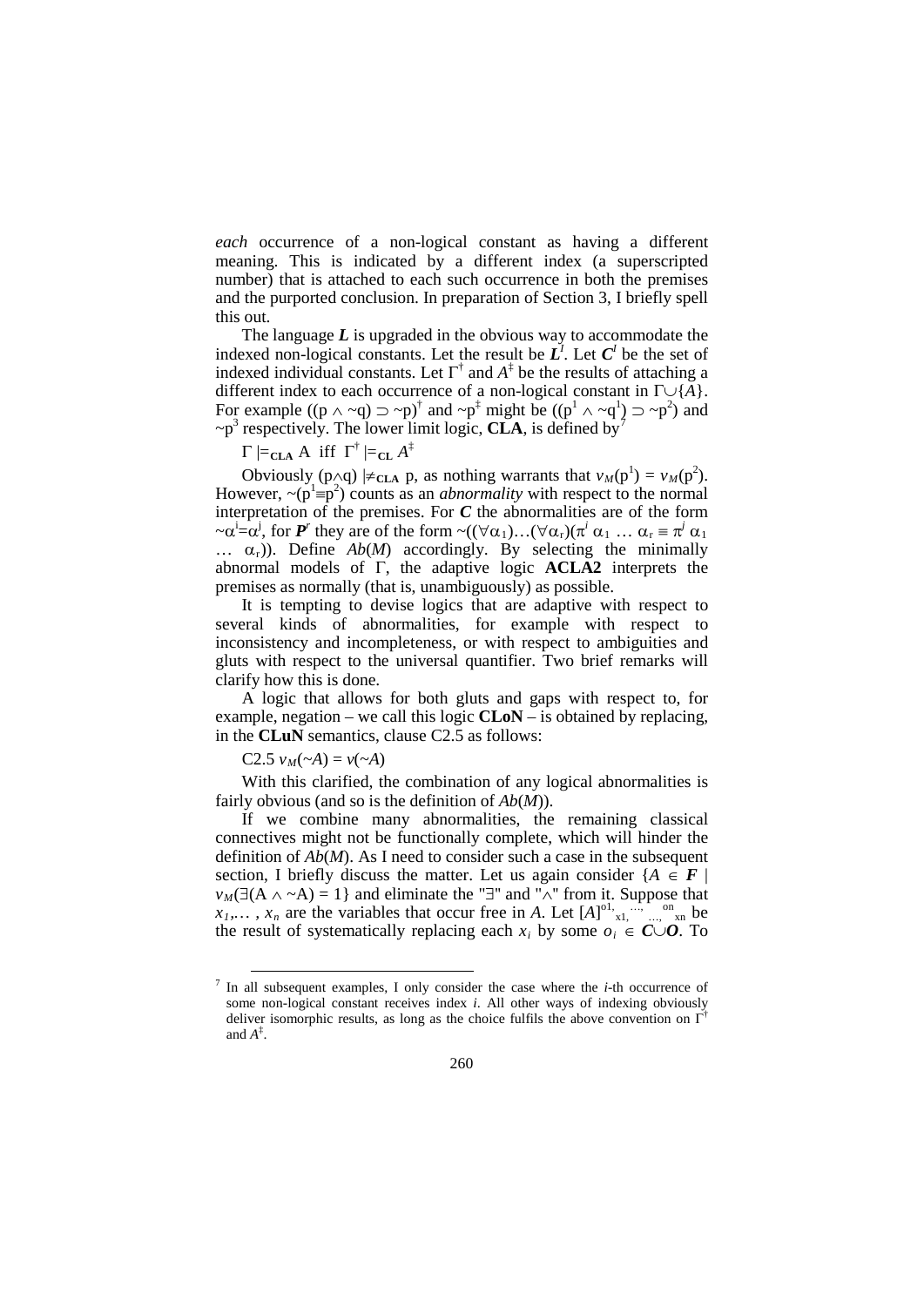*each* occurrence of a non-logical constant as having a different meaning. This is indicated by a different index (a superscripted number) that is attached to each such occurrence in both the premises and the purported conclusion. In preparation of Section 3, I briefly spell this out.

The language $\boldsymbol{L}$ is upgraded in the obvious way to accommodate the indexed non-logical constants. Let the result be $\boldsymbol{L}^I$. Let $\boldsymbol{C}^I$ be the set of indexed individual constants. Let $\Gamma^\dagger$ and $A^\ddagger$ be the results of attaching a different index to each occurrence of a non-logical constant in $\Gamma\cup\{A\}$. For example $((p \wedge \sim q) \supset \sim p)^\dagger$ and $\sim p^\ddagger$ might be $((p^1 \wedge \sim q^1) \supset \sim p^2)$ and $\sim p^3$ respectively. The lower limit logic, **CLA**, is defined by[7]

$\Gamma \models_{\mathbf{CLA}} A$ iff $\Gamma^\dagger \models_{\mathbf{CL}} A^\ddagger$

Obviously $(p \wedge q) \not\models_{\mathbf{CLA}} p$, as nothing warrants that $v_M(p^1) = v_M(p^2)$. However, $\sim(p^1 \equiv p^2)$ counts as an *abnormality* with respect to the normal interpretation of the premises. For $\boldsymbol{C}$ the abnormalities are of the form $\sim\alpha^i = \alpha^j$, for $\boldsymbol{P}^r$ they are of the form $\sim((\forall\alpha_1)\ldots(\forall\alpha_r)(\pi^i\, \alpha_1 \ldots \alpha_r \equiv \pi^j\, \alpha_1 \ldots \alpha_r))$. Define $Ab(M)$ accordingly. By selecting the minimally abnormal models of $\Gamma$, the adaptive logic **ACLA2** interprets the premises as normally (that is, unambiguously) as possible.

It is tempting to devise logics that are adaptive with respect to several kinds of abnormalities, for example with respect to inconsistency and incompleteness, or with respect to ambiguities and gluts with respect to the universal quantifier. Two brief remarks will clarify how this is done.

A logic that allows for both gluts and gaps with respect to, for example, negation – we call this logic **CLoN** – is obtained by replacing, in the **CLuN** semantics, clause C2.5 as follows:

C2.5 $v_M(\sim A) = v(\sim A)$

With this clarified, the combination of any logical abnormalities is fairly obvious (and so is the definition of $Ab(M)$).

If we combine many abnormalities, the remaining classical connectives might not be functionally complete, which will hinder the definition of $Ab(M)$. As I need to consider such a case in the subsequent section, I briefly discuss the matter. Let us again consider $\{A \in \boldsymbol{F} \mid v_M(\exists(A \wedge \sim A) = 1\}$ and eliminate the "$\exists$" and "$\wedge$" from it. Suppose that $x_1, \ldots, x_n$ are the variables that occur free in $A$. Let $[A]^{o1, \ldots, on}_{x1, \ldots, xn}$ be the result of systematically replacing each $x_i$ by some $o_i \in \boldsymbol{C}\cup\boldsymbol{O}$. To

[7] In all subsequent examples, I only consider the case where the *i*-th occurrence of some non-logical constant receives index *i*. All other ways of indexing obviously deliver isomorphic results, as long as the choice fulfils the above convention on $\Gamma^\dagger$ and $A^\ddagger$.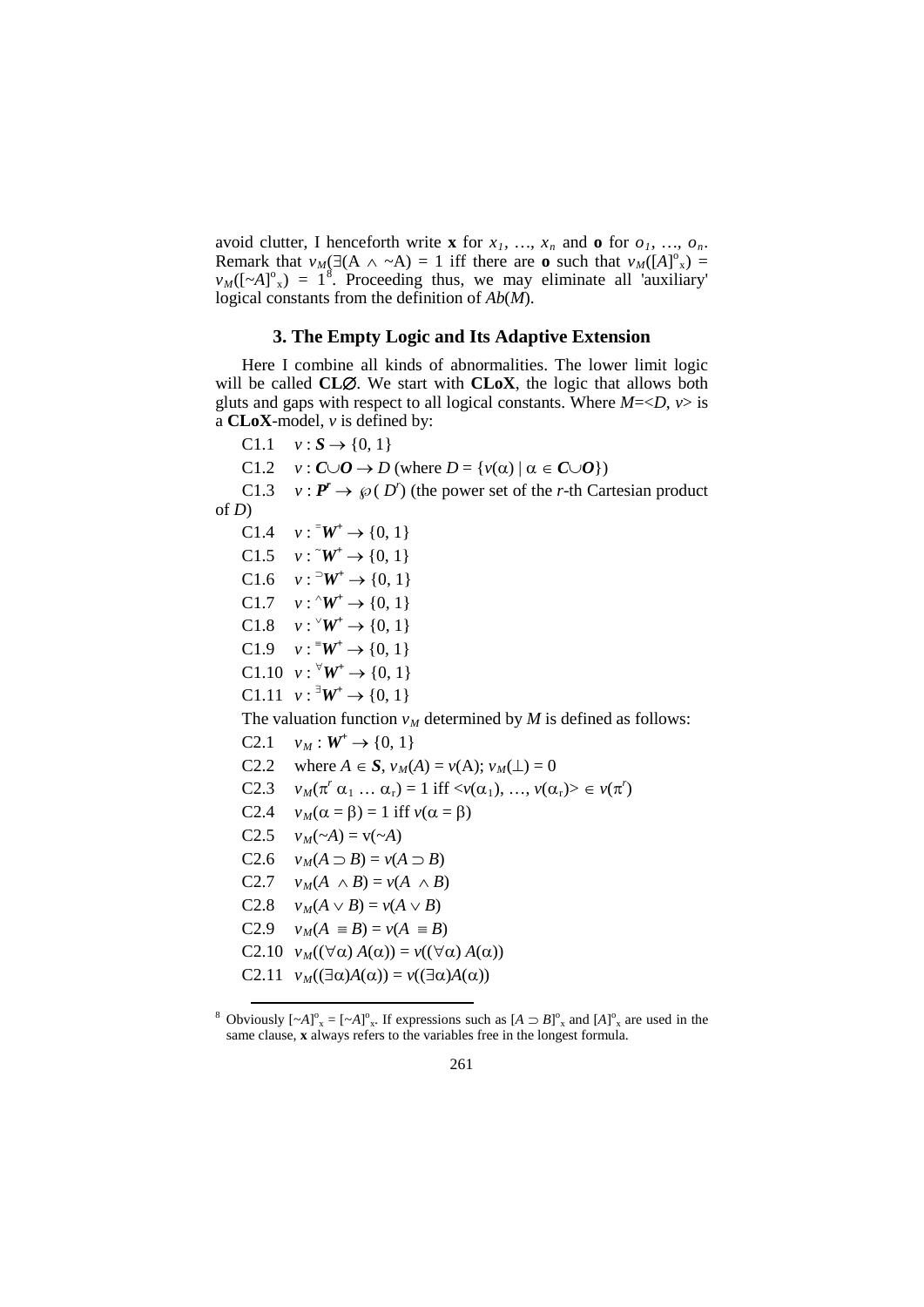avoid clutter, I henceforth write **x** for $x_1, \ldots, x_n$ and **o** for $o_1, \ldots, o_n$. Remark that $v_M(\exists(A \wedge {\sim}A) = 1$ iff there are **o** such that $v_M([A]^{o}_{x}) = v_M([{\sim}A]^{o}_{x}) = 1$[8]. Proceeding thus, we may eliminate all 'auxiliary' logical constants from the definition of *Ab*(*M*).

### 3. The Empty Logic and Its Adaptive Extension

Here I combine all kinds of abnormalities. The lower limit logic will be called **CL∅**. We start with **CLoX**, the logic that allows both gluts and gaps with respect to all logical constants. Where $M = \langle D, v\rangle$ is a **CLoX**-model, $v$ is defined by:

C1.1 $\quad v : \boldsymbol{S} \rightarrow \{0, 1\}$

C1.2 $\quad v : \boldsymbol{C} \cup \boldsymbol{O} \rightarrow D$ (where $D = \{v(\alpha) \mid \alpha \in \boldsymbol{C} \cup \boldsymbol{O}\}$)

C1.3 $\quad v : \boldsymbol{P}^{r} \rightarrow \wp(D^{r})$ (the power set of the *r*-th Cartesian product of *D*)

C1.4 $\quad v : {}^{=}\boldsymbol{W}^{+} \rightarrow \{0, 1\}$

C1.5 $\quad v : {}^{\sim}\boldsymbol{W}^{+} \rightarrow \{0, 1\}$

C1.6 $\quad v : {}^{\supset}\boldsymbol{W}^{+} \rightarrow \{0, 1\}$

C1.7 $\quad v : {}^{\wedge}\boldsymbol{W}^{+} \rightarrow \{0, 1\}$

C1.8 $\quad v : {}^{\vee}\boldsymbol{W}^{+} \rightarrow \{0, 1\}$

C1.9 $\quad v : {}^{\equiv}\boldsymbol{W}^{+} \rightarrow \{0, 1\}$

C1.10 $\quad v : {}^{\forall}\boldsymbol{W}^{+} \rightarrow \{0, 1\}$

C1.11 $\quad v : {}^{\exists}\boldsymbol{W}^{+} \rightarrow \{0, 1\}$

The valuation function $v_M$ determined by $M$ is defined as follows:

C2.1 $\quad v_M : \boldsymbol{W}^{+} \rightarrow \{0, 1\}$

C2.2 $\quad$ where $A \in \boldsymbol{S}$, $v_M(A) = v(A)$; $v_M(\bot) = 0$

C2.3 $\quad v_M(\pi^{r} \alpha_1 \ldots \alpha_r) = 1$ iff $\langle v(\alpha_1), \ldots, v(\alpha_r)\rangle \in v(\pi^{r})$

C2.4 $\quad v_M(\alpha = \beta) = 1$ iff $v(\alpha = \beta)$

C2.5 $\quad v_M({\sim}A) = v({\sim}A)$

C2.6 $\quad v_M(A \supset B) = v(A \supset B)$

C2.7 $\quad v_M(A \wedge B) = v(A \wedge B)$

C2.8 $\quad v_M(A \vee B) = v(A \vee B)$

C2.9 $\quad v_M(A \equiv B) = v(A \equiv B)$

C2.10 $\quad v_M((\forall\alpha) A(\alpha)) = v((\forall\alpha) A(\alpha))$

C2.11 $\quad v_M((\exists\alpha)A(\alpha)) = v((\exists\alpha)A(\alpha))$

[8] Obviously $[{\sim}A]^{o}_{x} = [{\sim}A]^{o}_{x}$. If expressions such as $[A \supset B]^{o}_{x}$ and $[A]^{o}_{x}$ are used in the same clause, **x** always refers to the variables free in the longest formula.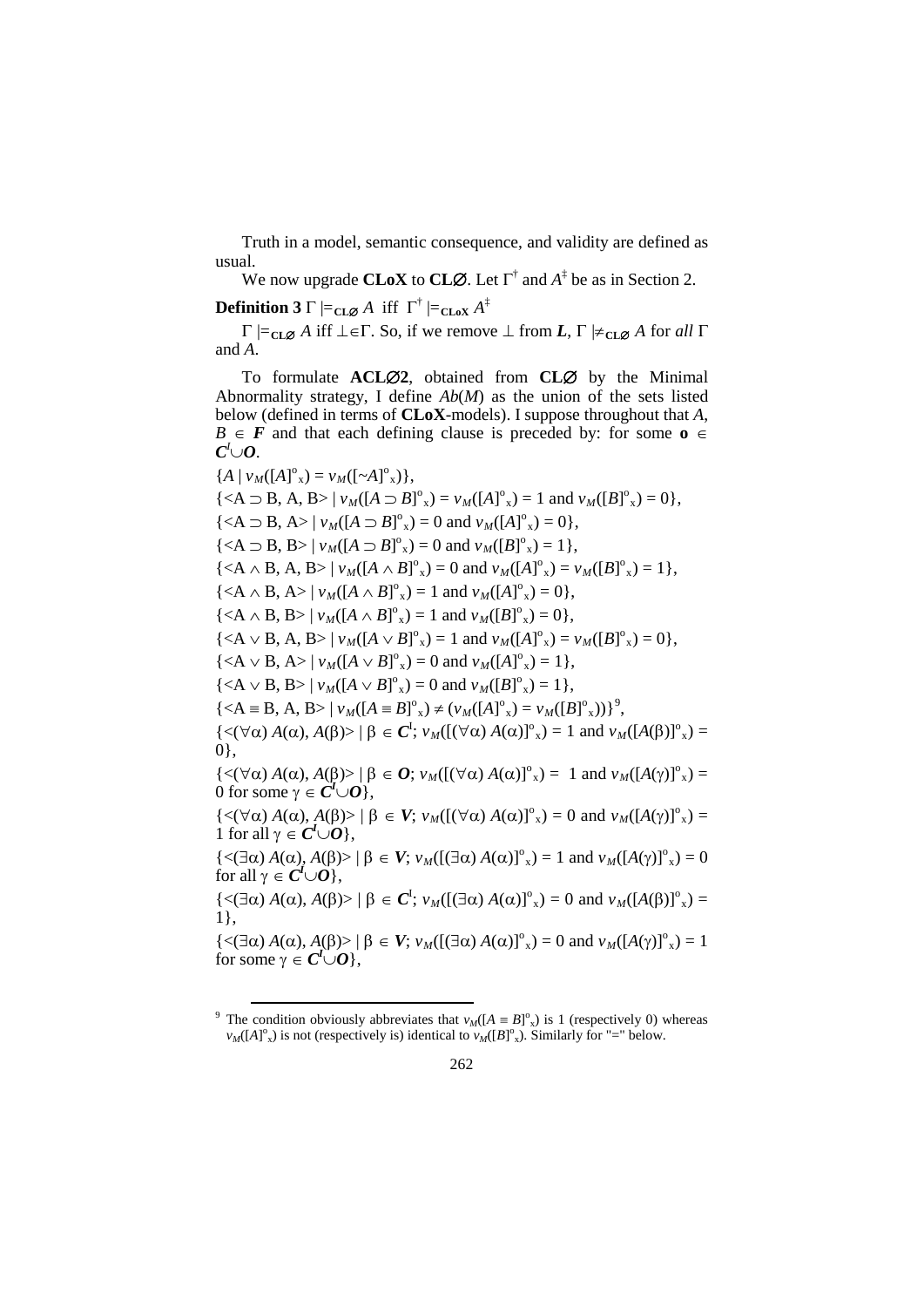Truth in a model, semantic consequence, and validity are defined as usual.

We now upgrade **CLoX** to **CL∅**. Let $\Gamma^{\dagger}$ and $A^{\ddagger}$ be as in Section 2.

**Definition 3** $\Gamma \models_{\mathbf{CL}\varnothing} A$ iff $\Gamma^{\dagger} \models_{\mathbf{CLoX}} A^{\ddagger}$

$\Gamma \models_{\mathbf{CL}\varnothing} A$ iff $\bot \in \Gamma$. So, if we remove $\bot$ from $\boldsymbol{L}$, $\Gamma \not\models_{\mathbf{CL}\varnothing} A$ for *all* $\Gamma$ and $A$.

To formulate **ACL∅2**, obtained from **CL∅** by the Minimal Abnormality strategy, I define $Ab(M)$ as the union of the sets listed below (defined in terms of **CLoX**-models). I suppose throughout that $A$, $B \in \boldsymbol{F}$ and that each defining clause is preceded by: for some $\mathbf{o} \in \boldsymbol{C}^{\boldsymbol{I}} \cup \boldsymbol{O}$.

$\{A \mid v_M([A]^{o}{}_{x}) = v_M([{\sim}A]^{o}{}_{x})\}$,

$\{<A \supset B, A, B> \mid v_M([A \supset B]^{o}{}_{x}) = v_M([A]^{o}{}_{x}) = 1 \text{ and } v_M([B]^{o}{}_{x}) = 0\}$,

$\{<A \supset B, A> \mid v_M([A \supset B]^{o}{}_{x}) = 0 \text{ and } v_M([A]^{o}{}_{x}) = 0\}$,

$\{<A \supset B, B> \mid v_M([A \supset B]^{o}{}_{x}) = 0 \text{ and } v_M([B]^{o}{}_{x}) = 1\}$,

$\{<A \wedge B, A, B> \mid v_M([A \wedge B]^{o}{}_{x}) = 0 \text{ and } v_M([A]^{o}{}_{x}) = v_M([B]^{o}{}_{x}) = 1\}$,

$\{<A \wedge B, A> \mid v_M([A \wedge B]^{o}{}_{x}) = 1 \text{ and } v_M([A]^{o}{}_{x}) = 0\}$,

$\{<A \wedge B, B> \mid v_M([A \wedge B]^{o}{}_{x}) = 1 \text{ and } v_M([B]^{o}{}_{x}) = 0\}$,

$\{<A \vee B, A, B> \mid v_M([A \vee B]^{o}{}_{x}) = 1 \text{ and } v_M([A]^{o}{}_{x}) = v_M([B]^{o}{}_{x}) = 0\}$,

$\{<A \vee B, A> \mid v_M([A \vee B]^{o}{}_{x}) = 0 \text{ and } v_M([A]^{o}{}_{x}) = 1\}$,

$\{<A \vee B, B> \mid v_M([A \vee B]^{o}{}_{x}) = 0 \text{ and } v_M([B]^{o}{}_{x}) = 1\}$,

$\{<A \equiv B, A, B> \mid v_M([A \equiv B]^{o}{}_{x}) \neq (v_M([A]^{o}{}_{x}) = v_M([B]^{o}{}_{x}))\}$[9],

$\{<(\forall\alpha)\, A(\alpha), A(\beta)> \mid \beta \in \boldsymbol{C}^{\mathrm{I}};\ v_M([(\forall\alpha)\, A(\alpha)]^{o}{}_{x}) = 1 \text{ and } v_M([A(\beta)]^{o}{}_{x}) = 0\}$,

$\{<(\forall\alpha)\, A(\alpha), A(\beta)> \mid \beta \in \boldsymbol{O};\ v_M([(\forall\alpha)\, A(\alpha)]^{o}{}_{x}) = 1 \text{ and } v_M([A(\gamma)]^{o}{}_{x}) = 0 \text{ for some } \gamma \in \boldsymbol{C}^{\boldsymbol{I}} \cup \boldsymbol{O}\}$,

$\{<(\forall\alpha)\, A(\alpha), A(\beta)> \mid \beta \in \boldsymbol{V};\ v_M([(\forall\alpha)\, A(\alpha)]^{o}{}_{x}) = 0 \text{ and } v_M([A(\gamma)]^{o}{}_{x}) = 1 \text{ for all } \gamma \in \boldsymbol{C}^{\boldsymbol{I}} \cup \boldsymbol{O}\}$,

$\{<(\exists\alpha)\, A(\alpha), A(\beta)> \mid \beta \in \boldsymbol{V};\ v_M([(\exists\alpha)\, A(\alpha)]^{o}{}_{x}) = 1 \text{ and } v_M([A(\gamma)]^{o}{}_{x}) = 0 \text{ for all } \gamma \in \boldsymbol{C}^{\boldsymbol{I}} \cup \boldsymbol{O}\}$,

$\{<(\exists\alpha)\, A(\alpha), A(\beta)> \mid \beta \in \boldsymbol{C}^{\mathrm{I}};\ v_M([(\exists\alpha)\, A(\alpha)]^{o}{}_{x}) = 0 \text{ and } v_M([A(\beta)]^{o}{}_{x}) = 1\}$,

$\{<(\exists\alpha)\, A(\alpha), A(\beta)> \mid \beta \in \boldsymbol{V};\ v_M([(\exists\alpha)\, A(\alpha)]^{o}{}_{x}) = 0 \text{ and } v_M([A(\gamma)]^{o}{}_{x}) = 1 \text{ for some } \gamma \in \boldsymbol{C}^{\boldsymbol{I}} \cup \boldsymbol{O}\}$,

---

[9] The condition obviously abbreviates that $v_M([A \equiv B]^{o}{}_{x})$ is 1 (respectively 0) whereas $v_M([A]^{o}{}_{x})$ is not (respectively is) identical to $v_M([B]^{o}{}_{x})$. Similarly for "=" below.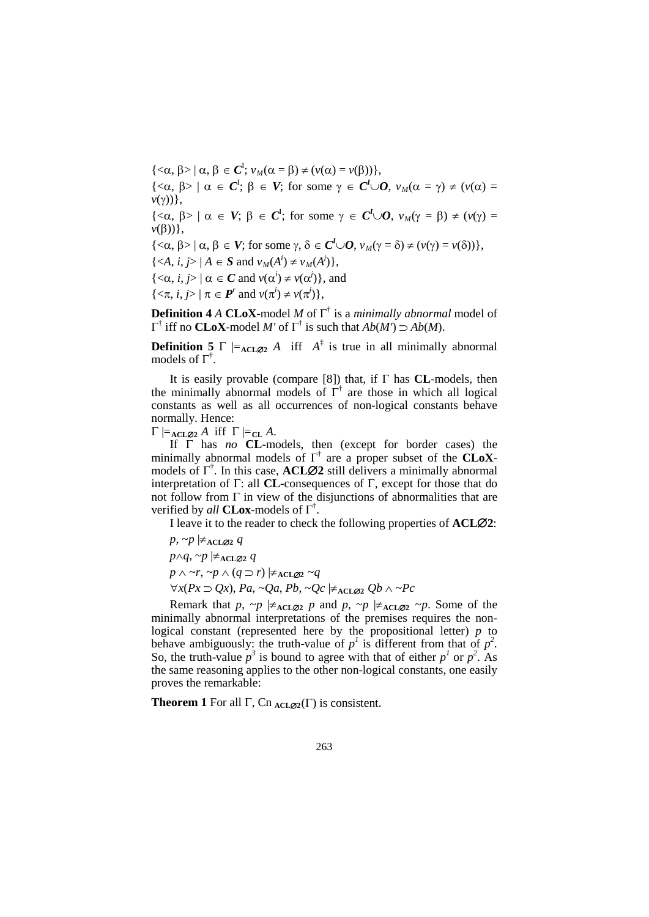$\{<\alpha, \beta> \mid \alpha, \beta \in \boldsymbol{C}^{\mathrm{I}}; v_M(\alpha = \beta) \neq (v(\alpha) = v(\beta))\}$,

$\{<\alpha, \beta> \mid \alpha \in \boldsymbol{C}^{\mathrm{I}}; \beta \in \boldsymbol{V}$; for some $\gamma \in \boldsymbol{C}^{\boldsymbol{I}} \cup \boldsymbol{O}$, $v_M(\alpha = \gamma) \neq (v(\alpha) = v(\gamma))\}$,

$\{<\alpha, \beta> \mid \alpha \in \boldsymbol{V}; \beta \in \boldsymbol{C}^{\mathrm{I}}$; for some $\gamma \in \boldsymbol{C}^{\boldsymbol{I}} \cup \boldsymbol{O}$, $v_M(\gamma = \beta) \neq (v(\gamma) = v(\beta))\}$,

$\{<\alpha, \beta> \mid \alpha, \beta \in \boldsymbol{V}$; for some $\gamma, \delta \in \boldsymbol{C}^{\boldsymbol{I}} \cup \boldsymbol{O}$, $v_M(\gamma = \delta) \neq (v(\gamma) = v(\delta))\}$,

$\{<A, i, j> \mid A \in \boldsymbol{S}$ and $v_M(A^i) \neq v_M(A^j)\}$,

$\{<\alpha, i, j> \mid \alpha \in \boldsymbol{C}$ and $v(\alpha^i) \neq v(\alpha^j)\}$, and

$\{<\pi, i, j> \mid \pi \in \boldsymbol{P}^r$ and $v(\pi^i) \neq v(\pi^j)\}$,

**Definition 4** *A* **CLoX**-model *M* of $\Gamma^{\dagger}$ is a *minimally abnormal* model of $\Gamma^{\dagger}$ iff no **CLoX**-model *M′* of $\Gamma^{\dagger}$ is such that $Ab(M') \supset Ab(M)$.

**Definition 5** $\Gamma \models_{\mathbf{ACL\varnothing 2}} A$ iff $A^{\ddagger}$ is true in all minimally abnormal models of $\Gamma^{\dagger}$.

It is easily provable (compare [8]) that, if $\Gamma$ has **CL**-models, then the minimally abnormal models of $\Gamma^{\dagger}$ are those in which all logical constants as well as all occurrences of non-logical constants behave normally. Hence:

$\Gamma \models_{\mathbf{ACL\varnothing 2}} A$ iff $\Gamma \models_{\mathbf{CL}} A$.

If $\Gamma$ has *no* **CL**-models, then (except for border cases) the minimally abnormal models of $\Gamma^{\dagger}$ are a proper subset of the **CLoX**-models of $\Gamma^{\dagger}$. In this case, **ACL∅2** still delivers a minimally abnormal interpretation of $\Gamma$: all **CL**-consequences of $\Gamma$, except for those that do not follow from $\Gamma$ in view of the disjunctions of abnormalities that are verified by *all* **CLox**-models of $\Gamma^{\dagger}$.

I leave it to the reader to check the following properties of **ACL∅2**:

$p, \sim p \not\models_{\mathbf{ACL\varnothing 2}} q$

$p \wedge q, \sim p \not\models_{\mathbf{ACL\varnothing 2}} q$

$p \wedge \sim r, \sim p \wedge (q \supset r) \not\models_{\mathbf{ACL\varnothing 2}} \sim q$

$\forall x(Px \supset Qx), Pa, \sim Qa, Pb, \sim Qc \not\models_{\mathbf{ACL\varnothing 2}} Qb \wedge \sim Pc$

Remark that $p, \sim p \not\models_{\mathbf{ACL\varnothing 2}} p$ and $p, \sim p \not\models_{\mathbf{ACL\varnothing 2}} \sim p$. Some of the minimally abnormal interpretations of the premises requires the non-logical constant (represented here by the propositional letter) $p$ to behave ambiguously: the truth-value of $p^1$ is different from that of $p^2$. So, the truth-value $p^3$ is bound to agree with that of either $p^1$ or $p^2$. As the same reasoning applies to the other non-logical constants, one easily proves the remarkable:

**Theorem 1** For all $\Gamma$, $\mathrm{Cn}_{\mathbf{ACL\varnothing 2}}(\Gamma)$ is consistent.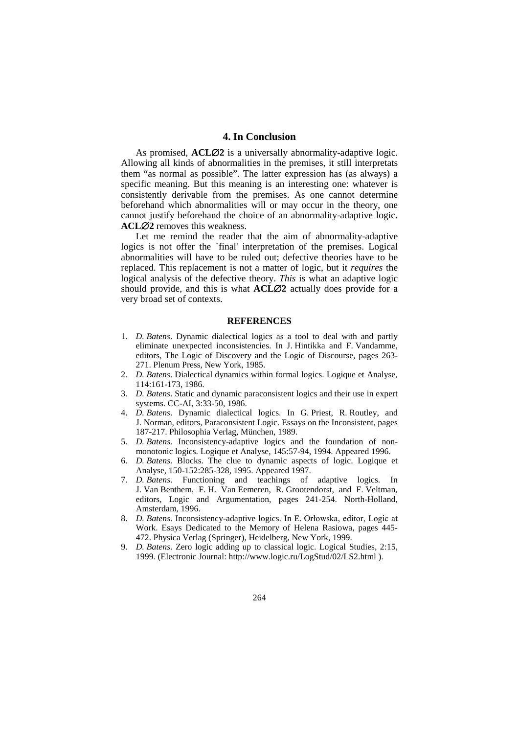## 4. In Conclusion

As promised, **ACL∅2** is a universally abnormality-adaptive logic. Allowing all kinds of abnormalities in the premises, it still interpretats them "as normal as possible". The latter expression has (as always) a specific meaning. But this meaning is an interesting one: whatever is consistently derivable from the premises. As one cannot determine beforehand which abnormalities will or may occur in the theory, one cannot justify beforehand the choice of an abnormality-adaptive logic. **ACL∅2** removes this weakness.

Let me remind the reader that the aim of abnormality-adaptive logics is not offer the `final' interpretation of the premises. Logical abnormalities will have to be ruled out; defective theories have to be replaced. This replacement is not a matter of logic, but it *requires* the logical analysis of the defective theory. *This* is what an adaptive logic should provide, and this is what **ACL∅2** actually does provide for a very broad set of contexts.

### REFERENCES

1. *D. Batens*. Dynamic dialectical logics as a tool to deal with and partly eliminate unexpected inconsistencies. In J. Hintikka and F. Vandamme, editors, The Logic of Discovery and the Logic of Discourse, pages 263-271. Plenum Press, New York, 1985.
2. *D. Batens*. Dialectical dynamics within formal logics. Logique et Analyse, 114:161-173, 1986.
3. *D. Batens*. Static and dynamic paraconsistent logics and their use in expert systems. CC-AI, 3:33-50, 1986.
4. *D. Batens*. Dynamic dialectical logics. In G. Priest, R. Routley, and J. Norman, editors, Paraconsistent Logic. Essays on the Inconsistent, pages 187-217. Philosophia Verlag, München, 1989.
5. *D. Batens*. Inconsistency-adaptive logics and the foundation of non-monotonic logics. Logique et Analyse, 145:57-94, 1994. Appeared 1996.
6. *D. Batens*. Blocks. The clue to dynamic aspects of logic. Logique et Analyse, 150-152:285-328, 1995. Appeared 1997.
7. *D. Batens*. Functioning and teachings of adaptive logics. In J. Van Benthem, F. H. Van Eemeren, R. Grootendorst, and F. Veltman, editors, Logic and Argumentation, pages 241-254. North-Holland, Amsterdam, 1996.
8. *D. Batens*. Inconsistency-adaptive logics. In E. Orłowska, editor, Logic at Work. Esays Dedicated to the Memory of Helena Rasiowa, pages 445-472. Physica Verlag (Springer), Heidelberg, New York, 1999.
9. *D. Batens*. Zero logic adding up to classical logic. Logical Studies, 2:15, 1999. (Electronic Journal: http://www.logic.ru/LogStud/02/LS2.html ).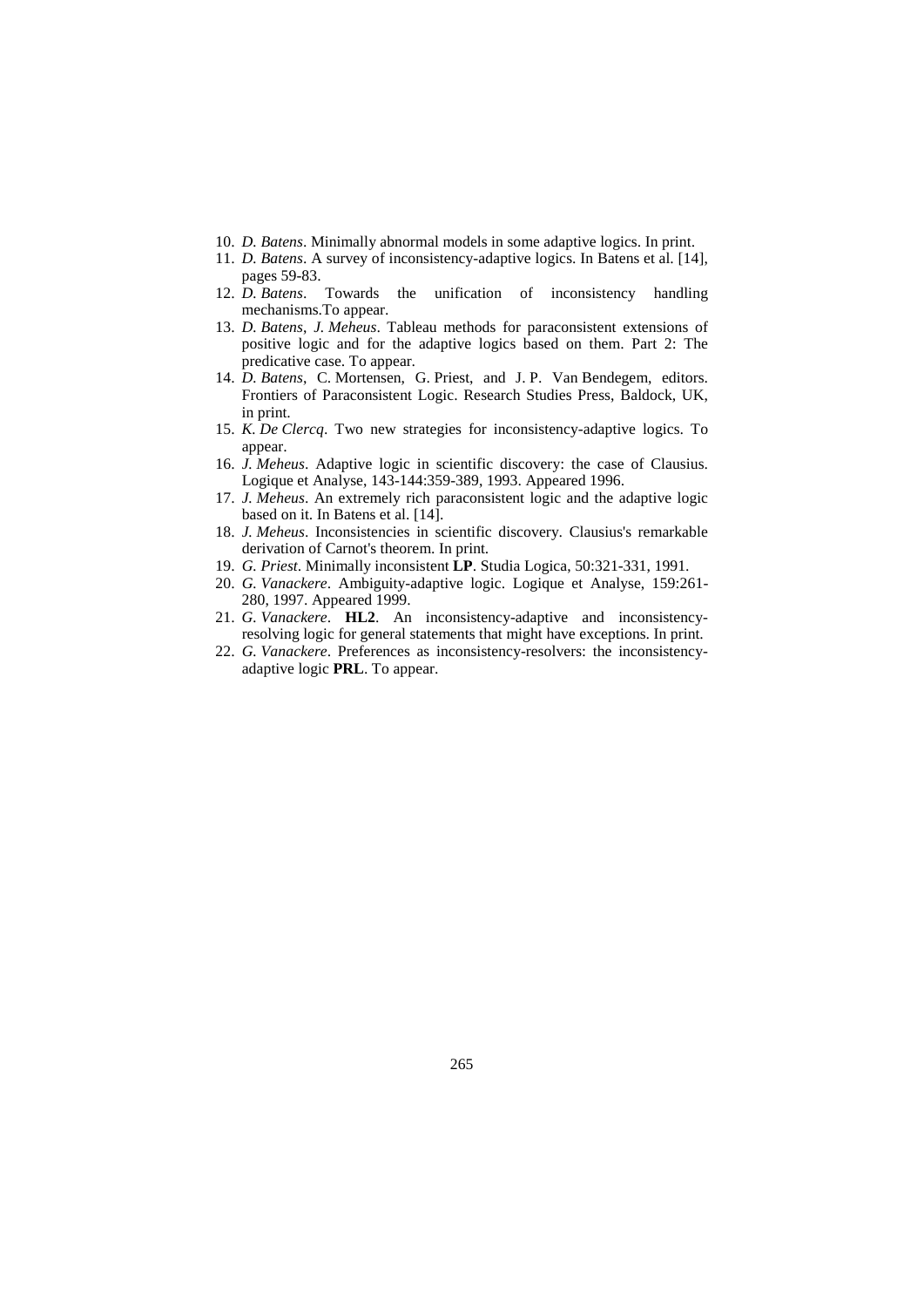10. *D. Batens*. Minimally abnormal models in some adaptive logics. In print.
11. *D. Batens*. A survey of inconsistency-adaptive logics. In Batens et al. [14], pages 59-83.
12. *D. Batens*. Towards the unification of inconsistency handling mechanisms.To appear.
13. *D. Batens*, *J. Meheus*. Tableau methods for paraconsistent extensions of positive logic and for the adaptive logics based on them. Part 2: The predicative case. To appear.
14. *D. Batens*, C. Mortensen, G. Priest, and J. P. Van Bendegem, editors. Frontiers of Paraconsistent Logic. Research Studies Press, Baldock, UK, in print.
15. *K. De Clercq*. Two new strategies for inconsistency-adaptive logics. To appear.
16. *J. Meheus*. Adaptive logic in scientific discovery: the case of Clausius. Logique et Analyse, 143-144:359-389, 1993. Appeared 1996.
17. *J. Meheus*. An extremely rich paraconsistent logic and the adaptive logic based on it. In Batens et al. [14].
18. *J. Meheus*. Inconsistencies in scientific discovery. Clausius's remarkable derivation of Carnot's theorem. In print.
19. *G. Priest*. Minimally inconsistent **LP**. Studia Logica, 50:321-331, 1991.
20. *G. Vanackere*. Ambiguity-adaptive logic. Logique et Analyse, 159:261-280, 1997. Appeared 1999.
21. *G. Vanackere*. **HL2**. An inconsistency-adaptive and inconsistency-resolving logic for general statements that might have exceptions. In print.
22. *G. Vanackere*. Preferences as inconsistency-resolvers: the inconsistency-adaptive logic **PRL**. To appear.